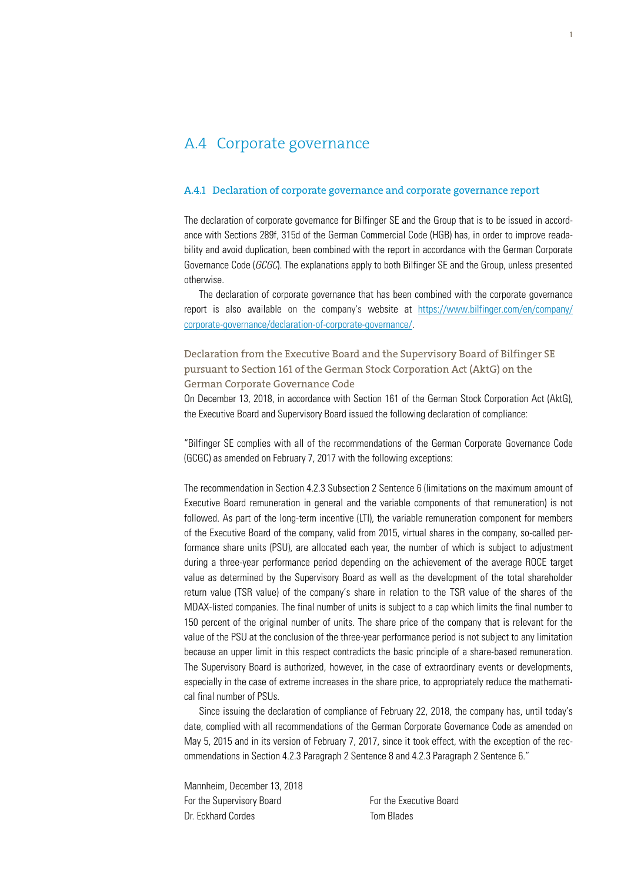# A.4 Corporate governance

## A.4.1 Declaration of corporate governance and corporate governance report

The declaration of corporate governance for Bilfinger SE and the Group that is to be issued in accordance with Sections 289f, 315d of the German Commercial Code (HGB) has, in order to improve readability and avoid duplication, been combined with the report in accordance with the German Corporate Governance Code (*GCGC*). The explanations apply to both Bilfinger SE and the Group, unless presented otherwise.

The declaration of corporate governance that has been combined with the corporate governance report is also available on the company's website at [https://www.bilfinger.com/en/company/corporate-governance/declaration-of-corporate-governance/](https://www.bilfinger.com/en/company/corporate-governance/declaration-of-corporate-governance/).

### Declaration from the Executive Board and the Supervisory Board of Bilfinger SE pursuant to Section 161 of the German Stock Corporation Act (AktG) on the German Corporate Governance Code

On December 13, 2018, in accordance with Section 161 of the German Stock Corporation Act (AktG), the Executive Board and Supervisory Board issued the following declaration of compliance:

"Bilfinger SE complies with all of the recommendations of the German Corporate Governance Code (GCGC) as amended on February 7, 2017 with the following exceptions:

The recommendation in Section 4.2.3 Subsection 2 Sentence 6 (limitations on the maximum amount of Executive Board remuneration in general and the variable components of that remuneration) is not followed. As part of the long-term incentive (LTI), the variable remuneration component for members of the Executive Board of the company, valid from 2015, virtual shares in the company, so-called performance share units (PSU), are allocated each year, the number of which is subject to adjustment during a three-year performance period depending on the achievement of the average ROCE target value as determined by the Supervisory Board as well as the development of the total shareholder return value (TSR value) of the company's share in relation to the TSR value of the shares of the MDAX-listed companies. The final number of units is subject to a cap which limits the final number to 150 percent of the original number of units. The share price of the company that is relevant for the value of the PSU at the conclusion of the three-year performance period is not subject to any limitation because an upper limit in this respect contradicts the basic principle of a share-based remuneration. The Supervisory Board is authorized, however, in the case of extraordinary events or developments, especially in the case of extreme increases in the share price, to appropriately reduce the mathematical final number of PSUs.

Since issuing the declaration of compliance of February 22, 2018, the company has, until today's date, complied with all recommendations of the German Corporate Governance Code as amended on May 5, 2015 and in its version of February 7, 2017, since it took effect, with the exception of the recommendations in Section 4.2.3 Paragraph 2 Sentence 8 and 4.2.3 Paragraph 2 Sentence 6."

Mannheim, December 13, 2018

| For the Supervisory Board | For the Executive Board |
|---|---|
| Dr. Eckhard Cordes | Tom Blades |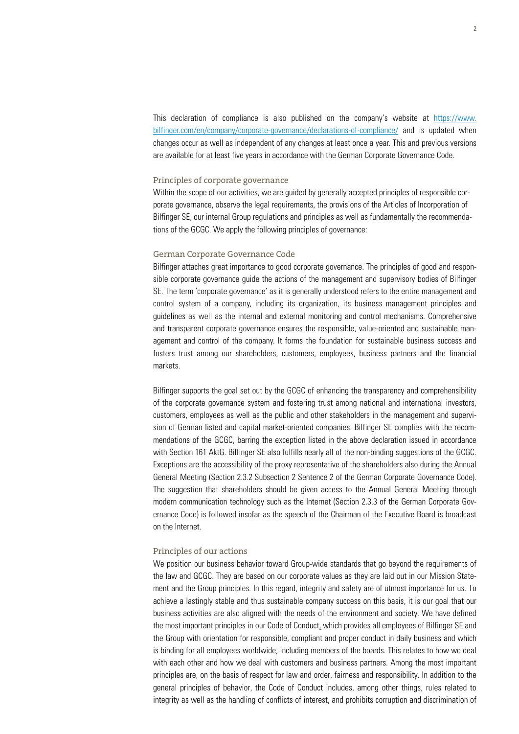This declaration of compliance is also published on the company's website at [https://www.bilfinger.com/en/company/corporate-governance/declarations-of-compliance/](https://www.bilfinger.com/en/company/corporate-governance/declarations-of-compliance/) and is updated when changes occur as well as independent of any changes at least once a year. This and previous versions are available for at least five years in accordance with the German Corporate Governance Code.

### Principles of corporate governance

Within the scope of our activities, we are guided by generally accepted principles of responsible corporate governance, observe the legal requirements, the provisions of the Articles of Incorporation of Bilfinger SE, our internal Group regulations and principles as well as fundamentally the recommendations of the GCGC. We apply the following principles of governance:

### German Corporate Governance Code

Bilfinger attaches great importance to good corporate governance. The principles of good and responsible corporate governance guide the actions of the management and supervisory bodies of Bilfinger SE. The term 'corporate governance' as it is generally understood refers to the entire management and control system of a company, including its organization, its business management principles and guidelines as well as the internal and external monitoring and control mechanisms. Comprehensive and transparent corporate governance ensures the responsible, value-oriented and sustainable management and control of the company. It forms the foundation for sustainable business success and fosters trust among our shareholders, customers, employees, business partners and the financial markets.

Bilfinger supports the goal set out by the GCGC of enhancing the transparency and comprehensibility of the corporate governance system and fostering trust among national and international investors, customers, employees as well as the public and other stakeholders in the management and supervision of German listed and capital market-oriented companies. Bilfinger SE complies with the recommendations of the GCGC, barring the exception listed in the above declaration issued in accordance with Section 161 AktG. Bilfinger SE also fulfills nearly all of the non-binding suggestions of the GCGC. Exceptions are the accessibility of the proxy representative of the shareholders also during the Annual General Meeting (Section 2.3.2 Subsection 2 Sentence 2 of the German Corporate Governance Code). The suggestion that shareholders should be given access to the Annual General Meeting through modern communication technology such as the Internet (Section 2.3.3 of the German Corporate Governance Code) is followed insofar as the speech of the Chairman of the Executive Board is broadcast on the Internet.

### Principles of our actions

We position our business behavior toward Group-wide standards that go beyond the requirements of the law and GCGC. They are based on our corporate values as they are laid out in our Mission Statement and the Group principles. In this regard, integrity and safety are of utmost importance for us. To achieve a lastingly stable and thus sustainable company success on this basis, it is our goal that our business activities are also aligned with the needs of the environment and society. We have defined the most important principles in our Code of Conduct, which provides all employees of Bilfinger SE and the Group with orientation for responsible, compliant and proper conduct in daily business and which is binding for all employees worldwide, including members of the boards. This relates to how we deal with each other and how we deal with customers and business partners. Among the most important principles are, on the basis of respect for law and order, fairness and responsibility. In addition to the general principles of behavior, the Code of Conduct includes, among other things, rules related to integrity as well as the handling of conflicts of interest, and prohibits corruption and discrimination of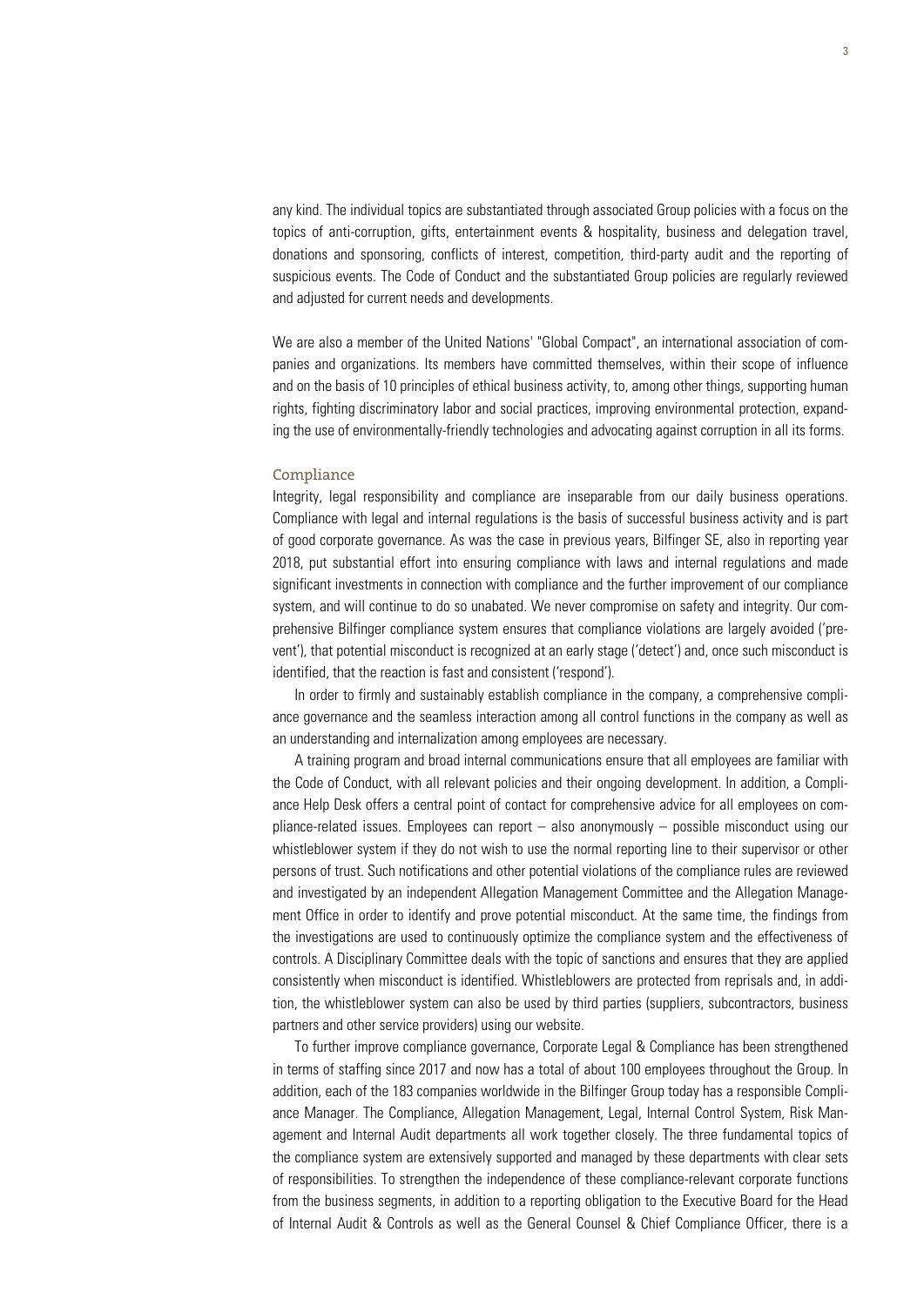any kind. The individual topics are substantiated through associated Group policies with a focus on the topics of anti-corruption, gifts, entertainment events & hospitality, business and delegation travel, donations and sponsoring, conflicts of interest, competition, third-party audit and the reporting of suspicious events. The Code of Conduct and the substantiated Group policies are regularly reviewed and adjusted for current needs and developments.

We are also a member of the United Nations' "Global Compact", an international association of companies and organizations. Its members have committed themselves, within their scope of influence and on the basis of 10 principles of ethical business activity, to, among other things, supporting human rights, fighting discriminatory labor and social practices, improving environmental protection, expanding the use of environmentally-friendly technologies and advocating against corruption in all its forms.

## Compliance

Integrity, legal responsibility and compliance are inseparable from our daily business operations. Compliance with legal and internal regulations is the basis of successful business activity and is part of good corporate governance. As was the case in previous years, Bilfinger SE, also in reporting year 2018, put substantial effort into ensuring compliance with laws and internal regulations and made significant investments in connection with compliance and the further improvement of our compliance system, and will continue to do so unabated. We never compromise on safety and integrity. Our comprehensive Bilfinger compliance system ensures that compliance violations are largely avoided ('prevent'), that potential misconduct is recognized at an early stage ('detect') and, once such misconduct is identified, that the reaction is fast and consistent ('respond').

In order to firmly and sustainably establish compliance in the company, a comprehensive compliance governance and the seamless interaction among all control functions in the company as well as an understanding and internalization among employees are necessary.

A training program and broad internal communications ensure that all employees are familiar with the Code of Conduct, with all relevant policies and their ongoing development. In addition, a Compliance Help Desk offers a central point of contact for comprehensive advice for all employees on compliance-related issues. Employees can report – also anonymously – possible misconduct using our whistleblower system if they do not wish to use the normal reporting line to their supervisor or other persons of trust. Such notifications and other potential violations of the compliance rules are reviewed and investigated by an independent Allegation Management Committee and the Allegation Management Office in order to identify and prove potential misconduct. At the same time, the findings from the investigations are used to continuously optimize the compliance system and the effectiveness of controls. A Disciplinary Committee deals with the topic of sanctions and ensures that they are applied consistently when misconduct is identified. Whistleblowers are protected from reprisals and, in addition, the whistleblower system can also be used by third parties (suppliers, subcontractors, business partners and other service providers) using our website.

To further improve compliance governance, Corporate Legal & Compliance has been strengthened in terms of staffing since 2017 and now has a total of about 100 employees throughout the Group. In addition, each of the 183 companies worldwide in the Bilfinger Group today has a responsible Compliance Manager. The Compliance, Allegation Management, Legal, Internal Control System, Risk Management and Internal Audit departments all work together closely. The three fundamental topics of the compliance system are extensively supported and managed by these departments with clear sets of responsibilities. To strengthen the independence of these compliance-relevant corporate functions from the business segments, in addition to a reporting obligation to the Executive Board for the Head of Internal Audit & Controls as well as the General Counsel & Chief Compliance Officer, there is a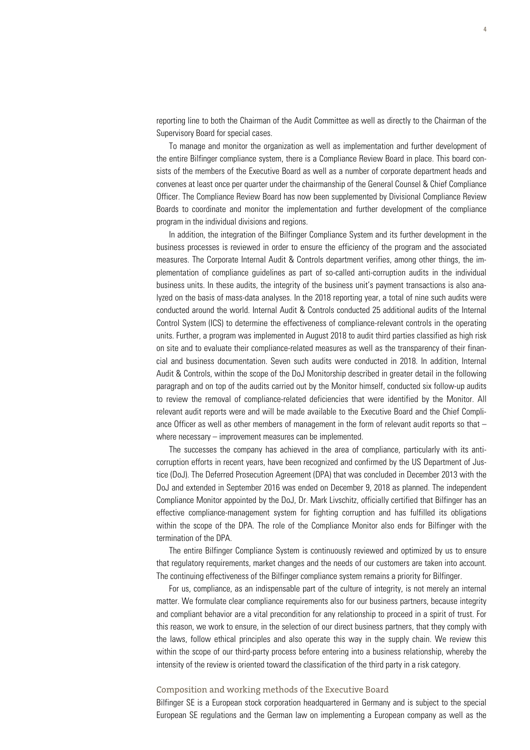reporting line to both the Chairman of the Audit Committee as well as directly to the Chairman of the Supervisory Board for special cases.

To manage and monitor the organization as well as implementation and further development of the entire Bilfinger compliance system, there is a Compliance Review Board in place. This board consists of the members of the Executive Board as well as a number of corporate department heads and convenes at least once per quarter under the chairmanship of the General Counsel & Chief Compliance Officer. The Compliance Review Board has now been supplemented by Divisional Compliance Review Boards to coordinate and monitor the implementation and further development of the compliance program in the individual divisions and regions.

In addition, the integration of the Bilfinger Compliance System and its further development in the business processes is reviewed in order to ensure the efficiency of the program and the associated measures. The Corporate Internal Audit & Controls department verifies, among other things, the implementation of compliance guidelines as part of so-called anti-corruption audits in the individual business units. In these audits, the integrity of the business unit's payment transactions is also analyzed on the basis of mass-data analyses. In the 2018 reporting year, a total of nine such audits were conducted around the world. Internal Audit & Controls conducted 25 additional audits of the Internal Control System (ICS) to determine the effectiveness of compliance-relevant controls in the operating units. Further, a program was implemented in August 2018 to audit third parties classified as high risk on site and to evaluate their compliance-related measures as well as the transparency of their financial and business documentation. Seven such audits were conducted in 2018. In addition, Internal Audit & Controls, within the scope of the DoJ Monitorship described in greater detail in the following paragraph and on top of the audits carried out by the Monitor himself, conducted six follow-up audits to review the removal of compliance-related deficiencies that were identified by the Monitor. All relevant audit reports were and will be made available to the Executive Board and the Chief Compliance Officer as well as other members of management in the form of relevant audit reports so that – where necessary – improvement measures can be implemented.

The successes the company has achieved in the area of compliance, particularly with its anti-corruption efforts in recent years, have been recognized and confirmed by the US Department of Justice (DoJ). The Deferred Prosecution Agreement (DPA) that was concluded in December 2013 with the DoJ and extended in September 2016 was ended on December 9, 2018 as planned. The independent Compliance Monitor appointed by the DoJ, Dr. Mark Livschitz, officially certified that Bilfinger has an effective compliance-management system for fighting corruption and has fulfilled its obligations within the scope of the DPA. The role of the Compliance Monitor also ends for Bilfinger with the termination of the DPA.

The entire Bilfinger Compliance System is continuously reviewed and optimized by us to ensure that regulatory requirements, market changes and the needs of our customers are taken into account. The continuing effectiveness of the Bilfinger compliance system remains a priority for Bilfinger.

For us, compliance, as an indispensable part of the culture of integrity, is not merely an internal matter. We formulate clear compliance requirements also for our business partners, because integrity and compliant behavior are a vital precondition for any relationship to proceed in a spirit of trust. For this reason, we work to ensure, in the selection of our direct business partners, that they comply with the laws, follow ethical principles and also operate this way in the supply chain. We review this within the scope of our third-party process before entering into a business relationship, whereby the intensity of the review is oriented toward the classification of the third party in a risk category.

## Composition and working methods of the Executive Board

Bilfinger SE is a European stock corporation headquartered in Germany and is subject to the special European SE regulations and the German law on implementing a European company as well as the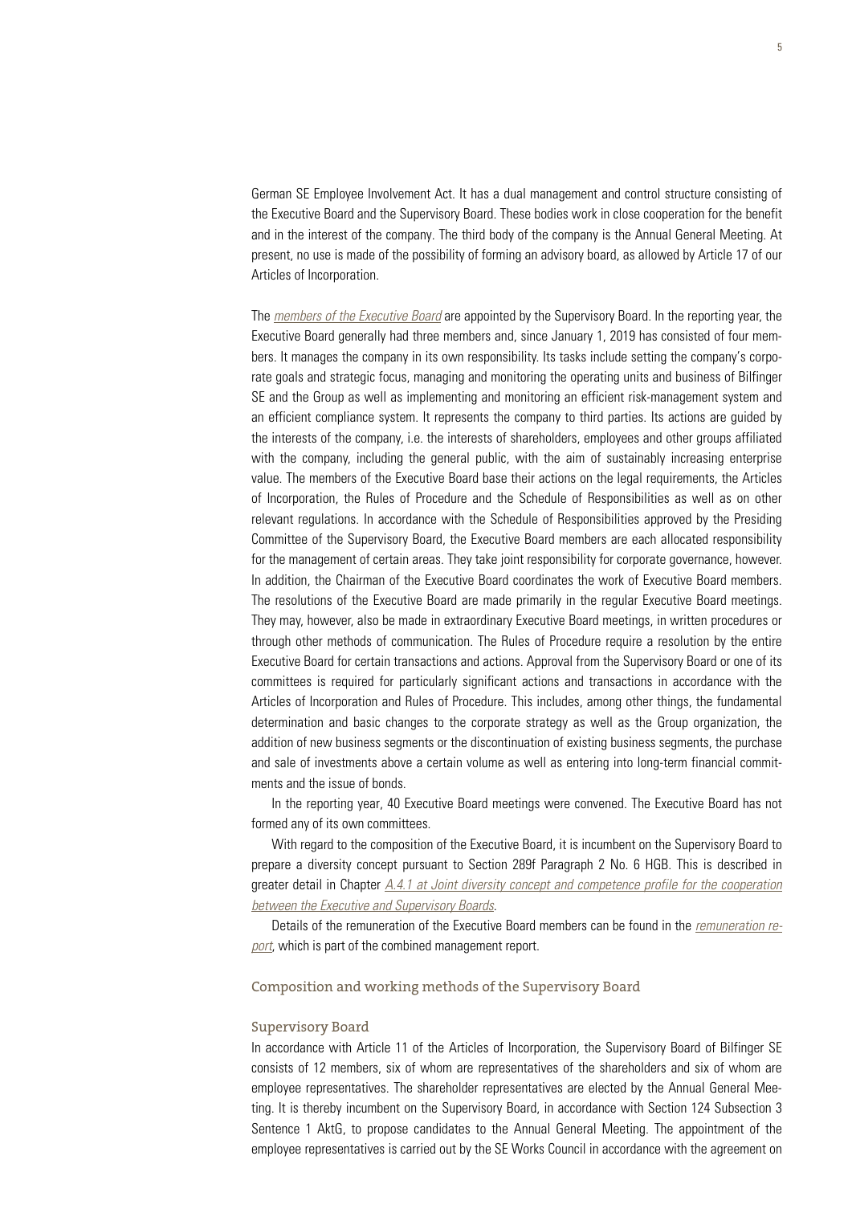German SE Employee Involvement Act. It has a dual management and control structure consisting of the Executive Board and the Supervisory Board. These bodies work in close cooperation for the benefit and in the interest of the company. The third body of the company is the Annual General Meeting. At present, no use is made of the possibility of forming an advisory board, as allowed by Article 17 of our Articles of Incorporation.

The *members of the Executive Board* are appointed by the Supervisory Board. In the reporting year, the Executive Board generally had three members and, since January 1, 2019 has consisted of four members. It manages the company in its own responsibility. Its tasks include setting the company's corporate goals and strategic focus, managing and monitoring the operating units and business of Bilfinger SE and the Group as well as implementing and monitoring an efficient risk-management system and an efficient compliance system. It represents the company to third parties. Its actions are guided by the interests of the company, i.e. the interests of shareholders, employees and other groups affiliated with the company, including the general public, with the aim of sustainably increasing enterprise value. The members of the Executive Board base their actions on the legal requirements, the Articles of Incorporation, the Rules of Procedure and the Schedule of Responsibilities as well as on other relevant regulations. In accordance with the Schedule of Responsibilities approved by the Presiding Committee of the Supervisory Board, the Executive Board members are each allocated responsibility for the management of certain areas. They take joint responsibility for corporate governance, however. In addition, the Chairman of the Executive Board coordinates the work of Executive Board members. The resolutions of the Executive Board are made primarily in the regular Executive Board meetings. They may, however, also be made in extraordinary Executive Board meetings, in written procedures or through other methods of communication. The Rules of Procedure require a resolution by the entire Executive Board for certain transactions and actions. Approval from the Supervisory Board or one of its committees is required for particularly significant actions and transactions in accordance with the Articles of Incorporation and Rules of Procedure. This includes, among other things, the fundamental determination and basic changes to the corporate strategy as well as the Group organization, the addition of new business segments or the discontinuation of existing business segments, the purchase and sale of investments above a certain volume as well as entering into long-term financial commitments and the issue of bonds.

In the reporting year, 40 Executive Board meetings were convened. The Executive Board has not formed any of its own committees.

With regard to the composition of the Executive Board, it is incumbent on the Supervisory Board to prepare a diversity concept pursuant to Section 289f Paragraph 2 No. 6 HGB. This is described in greater detail in Chapter *A.4.1 at Joint diversity concept and competence profile for the cooperation between the Executive and Supervisory Boards*.

Details of the remuneration of the Executive Board members can be found in the *remuneration report*, which is part of the combined management report.

## Composition and working methods of the Supervisory Board

### Supervisory Board

In accordance with Article 11 of the Articles of Incorporation, the Supervisory Board of Bilfinger SE consists of 12 members, six of whom are representatives of the shareholders and six of whom are employee representatives. The shareholder representatives are elected by the Annual General Meeting. It is thereby incumbent on the Supervisory Board, in accordance with Section 124 Subsection 3 Sentence 1 AktG, to propose candidates to the Annual General Meeting. The appointment of the employee representatives is carried out by the SE Works Council in accordance with the agreement on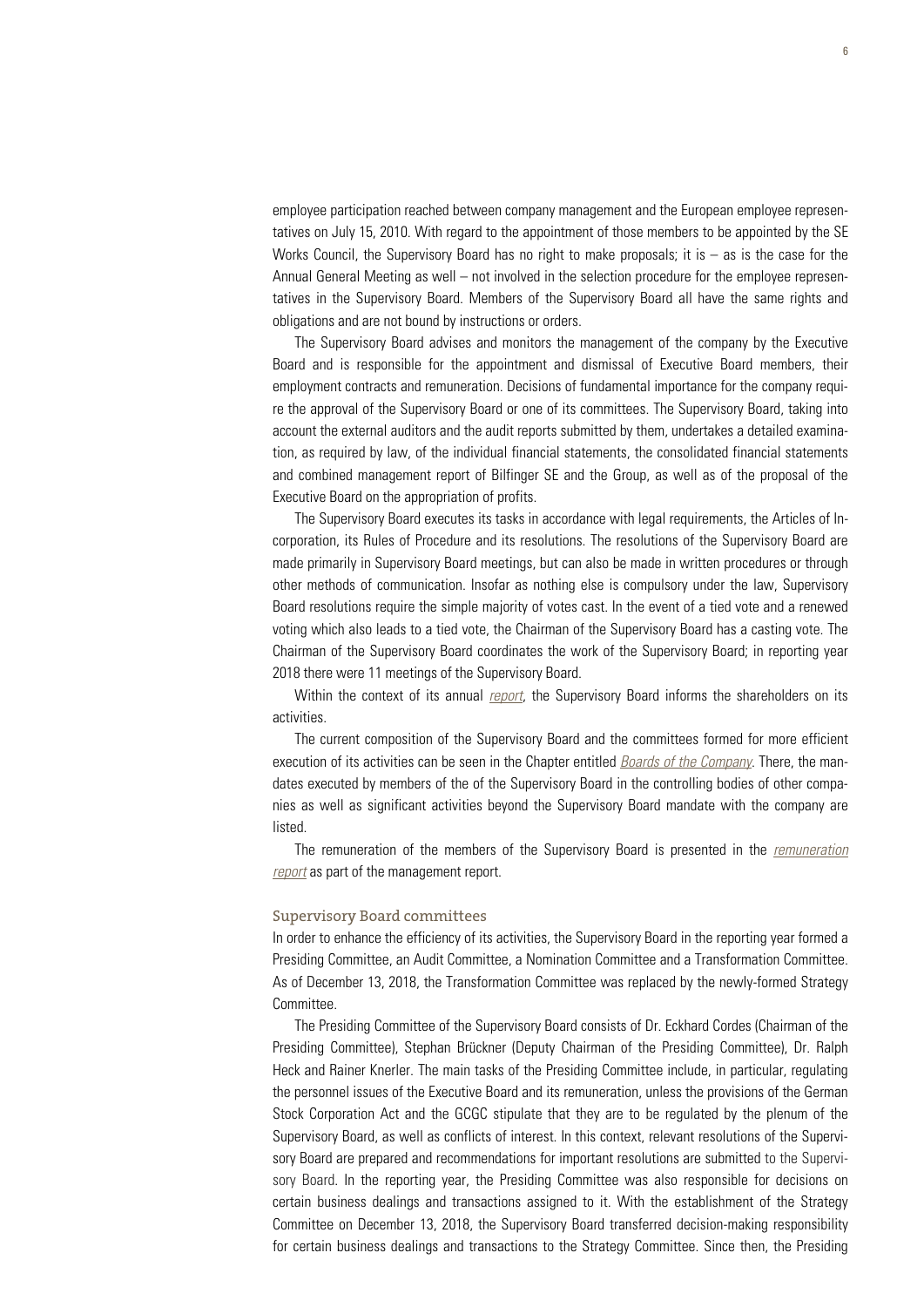employee participation reached between company management and the European employee representatives on July 15, 2010. With regard to the appointment of those members to be appointed by the SE Works Council, the Supervisory Board has no right to make proposals; it is – as is the case for the Annual General Meeting as well – not involved in the selection procedure for the employee representatives in the Supervisory Board. Members of the Supervisory Board all have the same rights and obligations and are not bound by instructions or orders.

The Supervisory Board advises and monitors the management of the company by the Executive Board and is responsible for the appointment and dismissal of Executive Board members, their employment contracts and remuneration. Decisions of fundamental importance for the company require the approval of the Supervisory Board or one of its committees. The Supervisory Board, taking into account the external auditors and the audit reports submitted by them, undertakes a detailed examination, as required by law, of the individual financial statements, the consolidated financial statements and combined management report of Bilfinger SE and the Group, as well as of the proposal of the Executive Board on the appropriation of profits.

The Supervisory Board executes its tasks in accordance with legal requirements, the Articles of Incorporation, its Rules of Procedure and its resolutions. The resolutions of the Supervisory Board are made primarily in Supervisory Board meetings, but can also be made in written procedures or through other methods of communication. Insofar as nothing else is compulsory under the law, Supervisory Board resolutions require the simple majority of votes cast. In the event of a tied vote and a renewed voting which also leads to a tied vote, the Chairman of the Supervisory Board has a casting vote. The Chairman of the Supervisory Board coordinates the work of the Supervisory Board; in reporting year 2018 there were 11 meetings of the Supervisory Board.

Within the context of its annual *report*, the Supervisory Board informs the shareholders on its activities.

The current composition of the Supervisory Board and the committees formed for more efficient execution of its activities can be seen in the Chapter entitled *Boards of the Company*. There, the mandates executed by members of the of the of the Supervisory Board in the controlling bodies of other companies as well as significant activities beyond the Supervisory Board mandate with the company are listed.

The remuneration of the members of the Supervisory Board is presented in the *remuneration report* as part of the management report.

## Supervisory Board committees

In order to enhance the efficiency of its activities, the Supervisory Board in the reporting year formed a Presiding Committee, an Audit Committee, a Nomination Committee and a Transformation Committee. As of December 13, 2018, the Transformation Committee was replaced by the newly-formed Strategy Committee.

The Presiding Committee of the Supervisory Board consists of Dr. Eckhard Cordes (Chairman of the Presiding Committee), Stephan Brückner (Deputy Chairman of the Presiding Committee), Dr. Ralph Heck and Rainer Knerler. The main tasks of the Presiding Committee include, in particular, regulating the personnel issues of the Executive Board and its remuneration, unless the provisions of the German Stock Corporation Act and the GCGC stipulate that they are to be regulated by the plenum of the Supervisory Board, as well as conflicts of interest. In this context, relevant resolutions of the Supervisory Board are prepared and recommendations for important resolutions are submitted to the Supervisory Board. In the reporting year, the Presiding Committee was also responsible for decisions on certain business dealings and transactions assigned to it. With the establishment of the Strategy Committee on December 13, 2018, the Supervisory Board transferred decision-making responsibility for certain business dealings and transactions to the Strategy Committee. Since then, the Presiding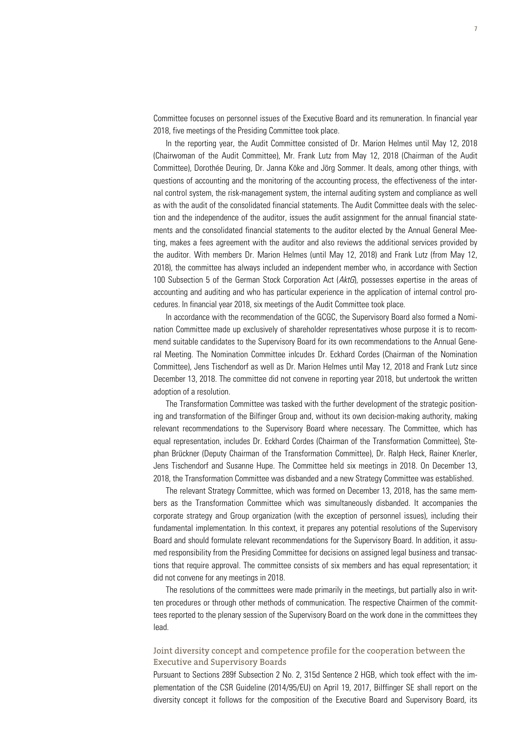Committee focuses on personnel issues of the Executive Board and its remuneration. In financial year 2018, five meetings of the Presiding Committee took place.

In the reporting year, the Audit Committee consisted of Dr. Marion Helmes until May 12, 2018 (Chairwoman of the Audit Committee), Mr. Frank Lutz from May 12, 2018 (Chairman of the Audit Committee), Dorothée Deuring, Dr. Janna Köke and Jörg Sommer. It deals, among other things, with questions of accounting and the monitoring of the accounting process, the effectiveness of the internal control system, the risk-management system, the internal auditing system and compliance as well as with the audit of the consolidated financial statements. The Audit Committee deals with the selection and the independence of the auditor, issues the audit assignment for the annual financial statements and the consolidated financial statements to the auditor elected by the Annual General Meeting, makes a fees agreement with the auditor and also reviews the additional services provided by the auditor. With members Dr. Marion Helmes (until May 12, 2018) and Frank Lutz (from May 12, 2018), the committee has always included an independent member who, in accordance with Section 100 Subsection 5 of the German Stock Corporation Act (*AktG*), possesses expertise in the areas of accounting and auditing and who has particular experience in the application of internal control procedures. In financial year 2018, six meetings of the Audit Committee took place.

In accordance with the recommendation of the GCGC, the Supervisory Board also formed a Nomination Committee made up exclusively of shareholder representatives whose purpose it is to recommend suitable candidates to the Supervisory Board for its own recommendations to the Annual General Meeting. The Nomination Committee inlcudes Dr. Eckhard Cordes (Chairman of the Nomination Committee), Jens Tischendorf as well as Dr. Marion Helmes until May 12, 2018 and Frank Lutz since December 13, 2018. The committee did not convene in reporting year 2018, but undertook the written adoption of a resolution.

The Transformation Committee was tasked with the further development of the strategic positioning and transformation of the Bilfinger Group and, without its own decision-making authority, making relevant recommendations to the Supervisory Board where necessary. The Committee, which has equal representation, includes Dr. Eckhard Cordes (Chairman of the Transformation Committee), Stephan Brückner (Deputy Chairman of the Transformation Committee), Dr. Ralph Heck, Rainer Knerler, Jens Tischendorf and Susanne Hupe. The Committee held six meetings in 2018. On December 13, 2018, the Transformation Committee was disbanded and a new Strategy Committee was established.

The relevant Strategy Committee, which was formed on December 13, 2018, has the same members as the Transformation Committee which was simultaneously disbanded. It accompanies the corporate strategy and Group organization (with the exception of personnel issues), including their fundamental implementation. In this context, it prepares any potential resolutions of the Supervisory Board and should formulate relevant recommendations for the Supervisory Board. In addition, it assumed responsibility from the Presiding Committee for decisions on assigned legal business and transactions that require approval. The committee consists of six members and has equal representation; it did not convene for any meetings in 2018.

The resolutions of the committees were made primarily in the meetings, but partially also in written procedures or through other methods of communication. The respective Chairmen of the committees reported to the plenary session of the Supervisory Board on the work done in the committees they lead.

### Joint diversity concept and competence profile for the cooperation between the Executive and Supervisory Boards

Pursuant to Sections 289f Subsection 2 No. 2, 315d Sentence 2 HGB, which took effect with the implementation of the CSR Guideline (2014/95/EU) on April 19, 2017, Bilfinger SE shall report on the diversity concept it follows for the composition of the Executive Board and Supervisory Board, its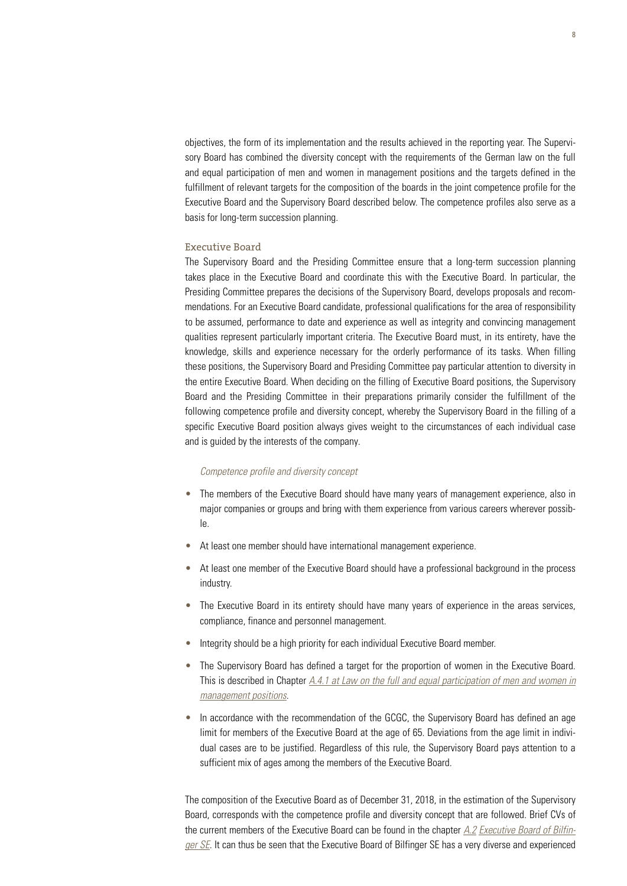objectives, the form of its implementation and the results achieved in the reporting year. The Supervisory Board has combined the diversity concept with the requirements of the German law on the full and equal participation of men and women in management positions and the targets defined in the fulfillment of relevant targets for the composition of the boards in the joint competence profile for the Executive Board and the Supervisory Board described below. The competence profiles also serve as a basis for long-term succession planning.

### Executive Board

The Supervisory Board and the Presiding Committee ensure that a long-term succession planning takes place in the Executive Board and coordinate this with the Executive Board. In particular, the Presiding Committee prepares the decisions of the Supervisory Board, develops proposals and recommendations. For an Executive Board candidate, professional qualifications for the area of responsibility to be assumed, performance to date and experience as well as integrity and convincing management qualities represent particularly important criteria. The Executive Board must, in its entirety, have the knowledge, skills and experience necessary for the orderly performance of its tasks. When filling these positions, the Supervisory Board and Presiding Committee pay particular attention to diversity in the entire Executive Board. When deciding on the filling of Executive Board positions, the Supervisory Board and the Presiding Committee in their preparations primarily consider the fulfillment of the following competence profile and diversity concept, whereby the Supervisory Board in the filling of a specific Executive Board position always gives weight to the circumstances of each individual case and is guided by the interests of the company.

*Competence profile and diversity concept*

- The members of the Executive Board should have many years of management experience, also in major companies or groups and bring with them experience from various careers wherever possible.
- At least one member should have international management experience.
- At least one member of the Executive Board should have a professional background in the process industry.
- The Executive Board in its entirety should have many years of experience in the areas services, compliance, finance and personnel management.
- Integrity should be a high priority for each individual Executive Board member.
- The Supervisory Board has defined a target for the proportion of women in the Executive Board. This is described in Chapter *A.4.1 at Law on the full and equal participation of men and women in management positions*.
- In accordance with the recommendation of the GCGC, the Supervisory Board has defined an age limit for members of the Executive Board at the age of 65. Deviations from the age limit in individual cases are to be justified. Regardless of this rule, the Supervisory Board pays attention to a sufficient mix of ages among the members of the Executive Board.

The composition of the Executive Board as of December 31, 2018, in the estimation of the Supervisory Board, corresponds with the competence profile and diversity concept that are followed. Brief CVs of the current members of the Executive Board can be found in the chapter *A.2 Executive Board of Bilfinger SE*. It can thus be seen that the Executive Board of Bilfinger SE has a very diverse and experienced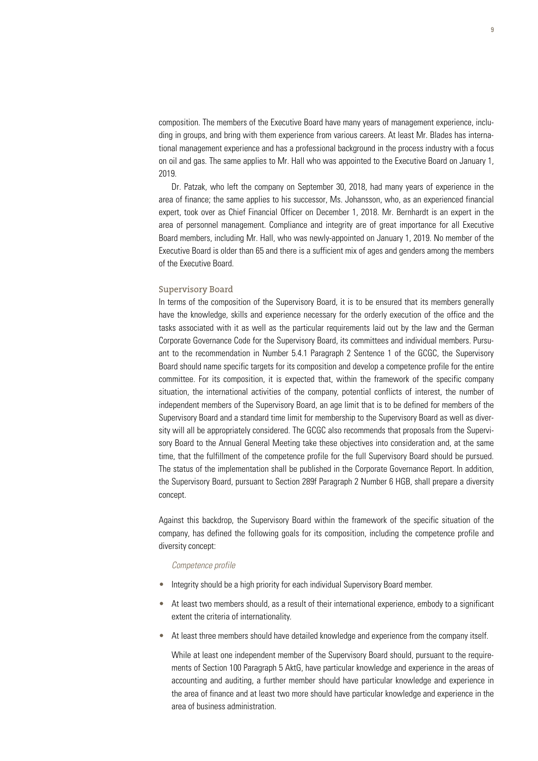composition. The members of the Executive Board have many years of management experience, including in groups, and bring with them experience from various careers. At least Mr. Blades has international management experience and has a professional background in the process industry with a focus on oil and gas. The same applies to Mr. Hall who was appointed to the Executive Board on January 1, 2019.

Dr. Patzak, who left the company on September 30, 2018, had many years of experience in the area of finance; the same applies to his successor, Ms. Johansson, who, as an experienced financial expert, took over as Chief Financial Officer on December 1, 2018. Mr. Bernhardt is an expert in the area of personnel management. Compliance and integrity are of great importance for all Executive Board members, including Mr. Hall, who was newly-appointed on January 1, 2019. No member of the Executive Board is older than 65 and there is a sufficient mix of ages and genders among the members of the Executive Board.

### Supervisory Board

In terms of the composition of the Supervisory Board, it is to be ensured that its members generally have the knowledge, skills and experience necessary for the orderly execution of the office and the tasks associated with it as well as the particular requirements laid out by the law and the German Corporate Governance Code for the Supervisory Board, its committees and individual members. Pursuant to the recommendation in Number 5.4.1 Paragraph 2 Sentence 1 of the GCGC, the Supervisory Board should name specific targets for its composition and develop a competence profile for the entire committee. For its composition, it is expected that, within the framework of the specific company situation, the international activities of the company, potential conflicts of interest, the number of independent members of the Supervisory Board, an age limit that is to be defined for members of the Supervisory Board and a standard time limit for membership to the Supervisory Board as well as diversity will all be appropriately considered. The GCGC also recommends that proposals from the Supervisory Board to the Annual General Meeting take these objectives into consideration and, at the same time, that the fulfillment of the competence profile for the full Supervisory Board should be pursued. The status of the implementation shall be published in the Corporate Governance Report. In addition, the Supervisory Board, pursuant to Section 289f Paragraph 2 Number 6 HGB, shall prepare a diversity concept.

Against this backdrop, the Supervisory Board within the framework of the specific situation of the company, has defined the following goals for its composition, including the competence profile and diversity concept:

*Competence profile*

- Integrity should be a high priority for each individual Supervisory Board member.
- At least two members should, as a result of their international experience, embody to a significant extent the criteria of internationality.
- At least three members should have detailed knowledge and experience from the company itself.

  While at least one independent member of the Supervisory Board should, pursuant to the requirements of Section 100 Paragraph 5 AktG, have particular knowledge and experience in the areas of accounting and auditing, a further member should have particular knowledge and experience in the area of finance and at least two more should have particular knowledge and experience in the area of business administration.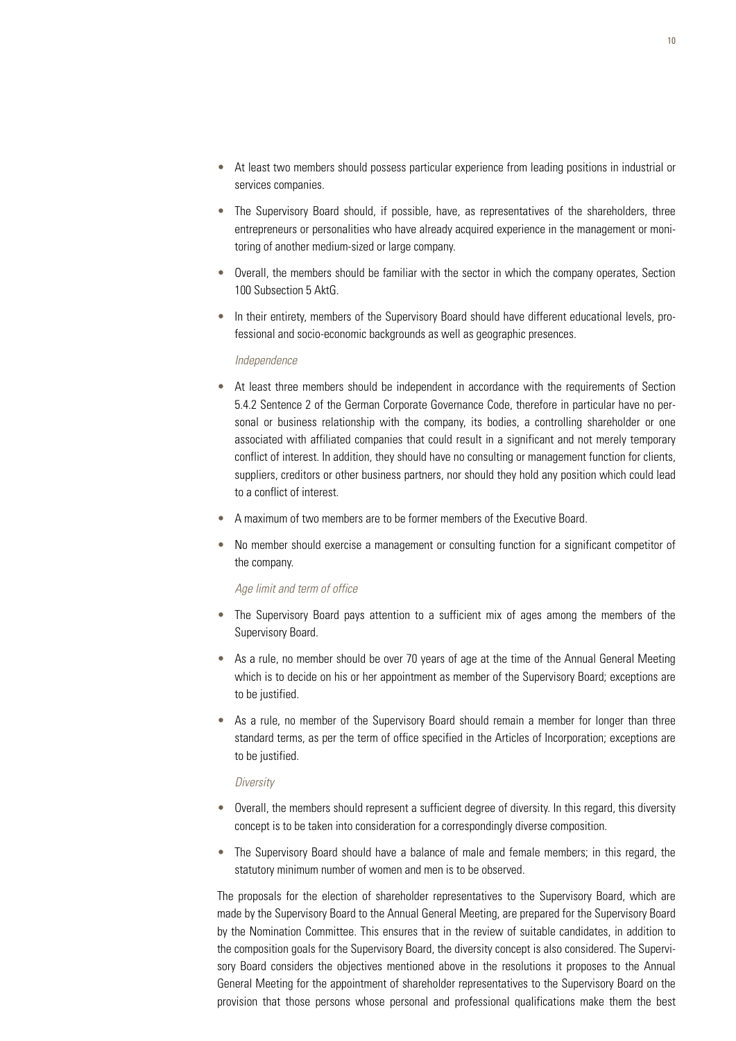- At least two members should possess particular experience from leading positions in industrial or services companies.
- The Supervisory Board should, if possible, have, as representatives of the shareholders, three entrepreneurs or personalities who have already acquired experience in the management or monitoring of another medium-sized or large company.
- Overall, the members should be familiar with the sector in which the company operates, Section 100 Subsection 5 AktG.
- In their entirety, members of the Supervisory Board should have different educational levels, professional and socio-economic backgrounds as well as geographic presences.

*Independence*

- At least three members should be independent in accordance with the requirements of Section 5.4.2 Sentence 2 of the German Corporate Governance Code, therefore in particular have no personal or business relationship with the company, its bodies, a controlling shareholder or one associated with affiliated companies that could result in a significant and not merely temporary conflict of interest. In addition, they should have no consulting or management function for clients, suppliers, creditors or other business partners, nor should they hold any position which could lead to a conflict of interest.
- A maximum of two members are to be former members of the Executive Board.
- No member should exercise a management or consulting function for a significant competitor of the company.

*Age limit and term of office*

- The Supervisory Board pays attention to a sufficient mix of ages among the members of the Supervisory Board.
- As a rule, no member should be over 70 years of age at the time of the Annual General Meeting which is to decide on his or her appointment as member of the Supervisory Board; exceptions are to be justified.
- As a rule, no member of the Supervisory Board should remain a member for longer than three standard terms, as per the term of office specified in the Articles of Incorporation; exceptions are to be justified.

*Diversity*

- Overall, the members should represent a sufficient degree of diversity. In this regard, this diversity concept is to be taken into consideration for a correspondingly diverse composition.
- The Supervisory Board should have a balance of male and female members; in this regard, the statutory minimum number of women and men is to be observed.

The proposals for the election of shareholder representatives to the Supervisory Board, which are made by the Supervisory Board to the Annual General Meeting, are prepared for the Supervisory Board by the Nomination Committee. This ensures that in the review of suitable candidates, in addition to the composition goals for the Supervisory Board, the diversity concept is also considered. The Supervisory Board considers the objectives mentioned above in the resolutions it proposes to the Annual General Meeting for the appointment of shareholder representatives to the Supervisory Board on the provision that those persons whose personal and professional qualifications make them the best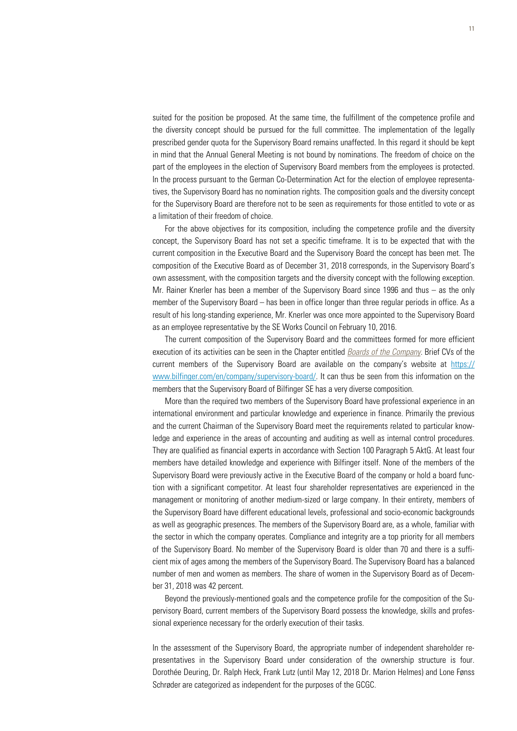suited for the position be proposed. At the same time, the fulfillment of the competence profile and the diversity concept should be pursued for the full committee. The implementation of the legally prescribed gender quota for the Supervisory Board remains unaffected. In this regard it should be kept in mind that the Annual General Meeting is not bound by nominations. The freedom of choice on the part of the employees in the election of Supervisory Board members from the employees is protected. In the process pursuant to the German Co-Determination Act for the election of employee representatives, the Supervisory Board has no nomination rights. The composition goals and the diversity concept for the Supervisory Board are therefore not to be seen as requirements for those entitled to vote or as a limitation of their freedom of choice.

For the above objectives for its composition, including the competence profile and the diversity concept, the Supervisory Board has not set a specific timeframe. It is to be expected that with the current composition in the Executive Board and the Supervisory Board the concept has been met. The composition of the Executive Board as of December 31, 2018 corresponds, in the Supervisory Board's own assessment, with the composition targets and the diversity concept with the following exception. Mr. Rainer Knerler has been a member of the Supervisory Board since 1996 and thus – as the only member of the Supervisory Board – has been in office longer than three regular periods in office. As a result of his long-standing experience, Mr. Knerler was once more appointed to the Supervisory Board as an employee representative by the SE Works Council on February 10, 2016.

The current composition of the Supervisory Board and the committees formed for more efficient execution of its activities can be seen in the Chapter entitled *Boards of the Company*. Brief CVs of the current members of the Supervisory Board are available on the company's website at https://www.bilfinger.com/en/company/supervisory-board/. It can thus be seen from this information on the members that the Supervisory Board of Bilfinger SE has a very diverse composition.

More than the required two members of the Supervisory Board have professional experience in an international environment and particular knowledge and experience in finance. Primarily the previous and the current Chairman of the Supervisory Board meet the requirements related to particular knowledge and experience in the areas of accounting and auditing as well as internal control procedures. They are qualified as financial experts in accordance with Section 100 Paragraph 5 AktG. At least four members have detailed knowledge and experience with Bilfinger itself. None of the members of the Supervisory Board were previously active in the Executive Board of the company or hold a board function with a significant competitor. At least four shareholder representatives are experienced in the management or monitoring of another medium-sized or large company. In their entirety, members of the Supervisory Board have different educational levels, professional and socio-economic backgrounds as well as geographic presences. The members of the Supervisory Board are, as a whole, familiar with the sector in which the company operates. Compliance and integrity are a top priority for all members of the Supervisory Board. No member of the Supervisory Board is older than 70 and there is a sufficient mix of ages among the members of the Supervisory Board. The Supervisory Board has a balanced number of men and women as members. The share of women in the Supervisory Board as of December 31, 2018 was 42 percent.

Beyond the previously-mentioned goals and the competence profile for the composition of the Supervisory Board, current members of the Supervisory Board possess the knowledge, skills and professional experience necessary for the orderly execution of their tasks.

In the assessment of the Supervisory Board, the appropriate number of independent shareholder representatives in the Supervisory Board under consideration of the ownership structure is four. Dorothée Deuring, Dr. Ralph Heck, Frank Lutz (until May 12, 2018 Dr. Marion Helmes) and Lone Fønss Schrøder are categorized as independent for the purposes of the GCGC.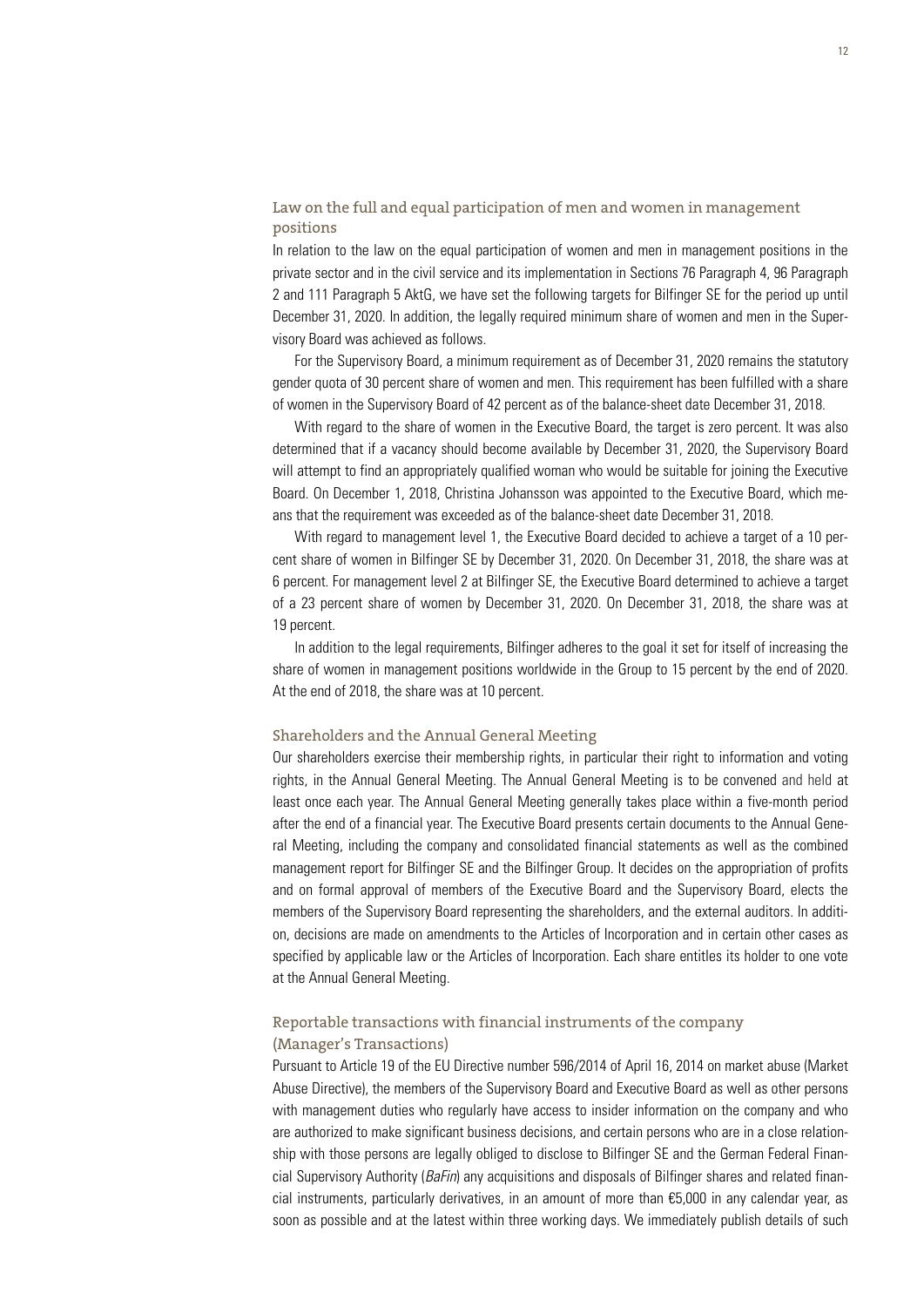### Law on the full and equal participation of men and women in management positions

In relation to the law on the equal participation of women and men in management positions in the private sector and in the civil service and its implementation in Sections 76 Paragraph 4, 96 Paragraph 2 and 111 Paragraph 5 AktG, we have set the following targets for Bilfinger SE for the period up until December 31, 2020. In addition, the legally required minimum share of women and men in the Supervisory Board was achieved as follows.

For the Supervisory Board, a minimum requirement as of December 31, 2020 remains the statutory gender quota of 30 percent share of women and men. This requirement has been fulfilled with a share of women in the Supervisory Board of 42 percent as of the balance-sheet date December 31, 2018.

With regard to the share of women in the Executive Board, the target is zero percent. It was also determined that if a vacancy should become available by December 31, 2020, the Supervisory Board will attempt to find an appropriately qualified woman who would be suitable for joining the Executive Board. On December 1, 2018, Christina Johansson was appointed to the Executive Board, which means that the requirement was exceeded as of the balance-sheet date December 31, 2018.

With regard to management level 1, the Executive Board decided to achieve a target of a 10 percent share of women in Bilfinger SE by December 31, 2020. On December 31, 2018, the share was at 6 percent. For management level 2 at Bilfinger SE, the Executive Board determined to achieve a target of a 23 percent share of women by December 31, 2020. On December 31, 2018, the share was at 19 percent.

In addition to the legal requirements, Bilfinger adheres to the goal it set for itself of increasing the share of women in management positions worldwide in the Group to 15 percent by the end of 2020. At the end of 2018, the share was at 10 percent.

### Shareholders and the Annual General Meeting

Our shareholders exercise their membership rights, in particular their right to information and voting rights, in the Annual General Meeting. The Annual General Meeting is to be convened and held at least once each year. The Annual General Meeting generally takes place within a five-month period after the end of a financial year. The Executive Board presents certain documents to the Annual General Meeting, including the company and consolidated financial statements as well as the combined management report for Bilfinger SE and the Bilfinger Group. It decides on the appropriation of profits and on formal approval of members of the Executive Board and the Supervisory Board, elects the members of the Supervisory Board representing the shareholders, and the external auditors. In addition, decisions are made on amendments to the Articles of Incorporation and in certain other cases as specified by applicable law or the Articles of Incorporation. Each share entitles its holder to one vote at the Annual General Meeting.

### Reportable transactions with financial instruments of the company (Manager's Transactions)

Pursuant to Article 19 of the EU Directive number 596/2014 of April 16, 2014 on market abuse (Market Abuse Directive), the members of the Supervisory Board and Executive Board as well as other persons with management duties who regularly have access to insider information on the company and who are authorized to make significant business decisions, and certain persons who are in a close relationship with those persons are legally obliged to disclose to Bilfinger SE and the German Federal Financial Supervisory Authority (*BaFin*) any acquisitions and disposals of Bilfinger shares and related financial instruments, particularly derivatives, in an amount of more than €5,000 in any calendar year, as soon as possible and at the latest within three working days. We immediately publish details of such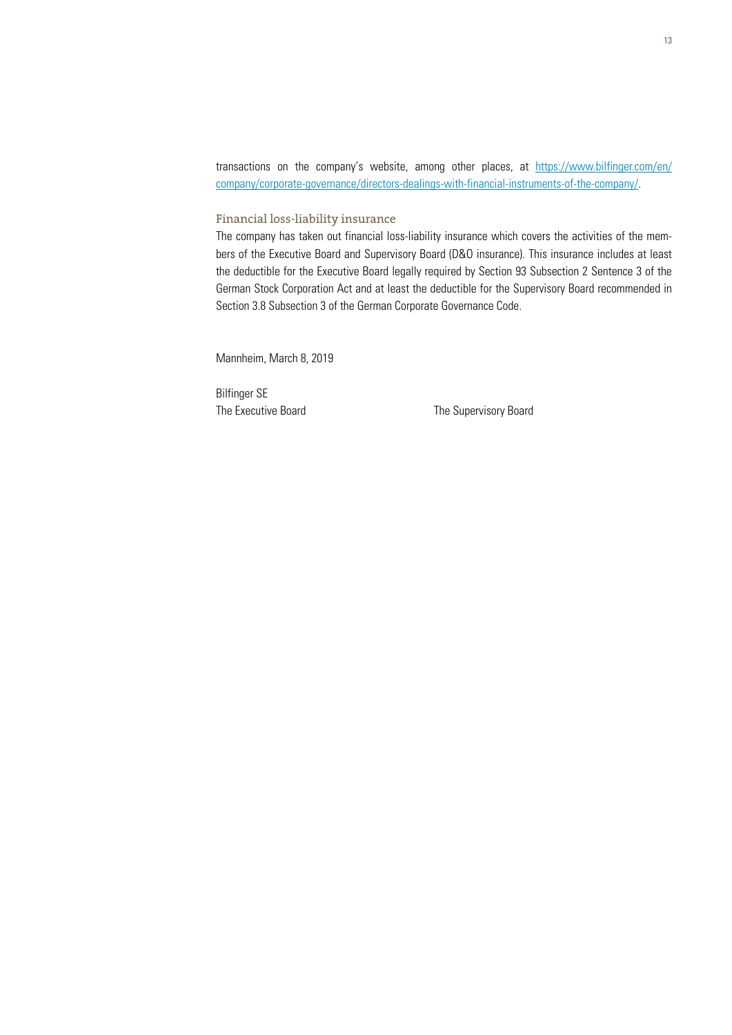transactions on the company's website, among other places, at [https://www.bilfinger.com/en/company/corporate-governance/directors-dealings-with-financial-instruments-of-the-company/](https://www.bilfinger.com/en/company/corporate-governance/directors-dealings-with-financial-instruments-of-the-company/).

### Financial loss-liability insurance

The company has taken out financial loss-liability insurance which covers the activities of the members of the Executive Board and Supervisory Board (D&O insurance). This insurance includes at least the deductible for the Executive Board legally required by Section 93 Subsection 2 Sentence 3 of the German Stock Corporation Act and at least the deductible for the Supervisory Board recommended in Section 3.8 Subsection 3 of the German Corporate Governance Code.

Mannheim, March 8, 2019

Bilfinger SE
The Executive Board

The Supervisory Board